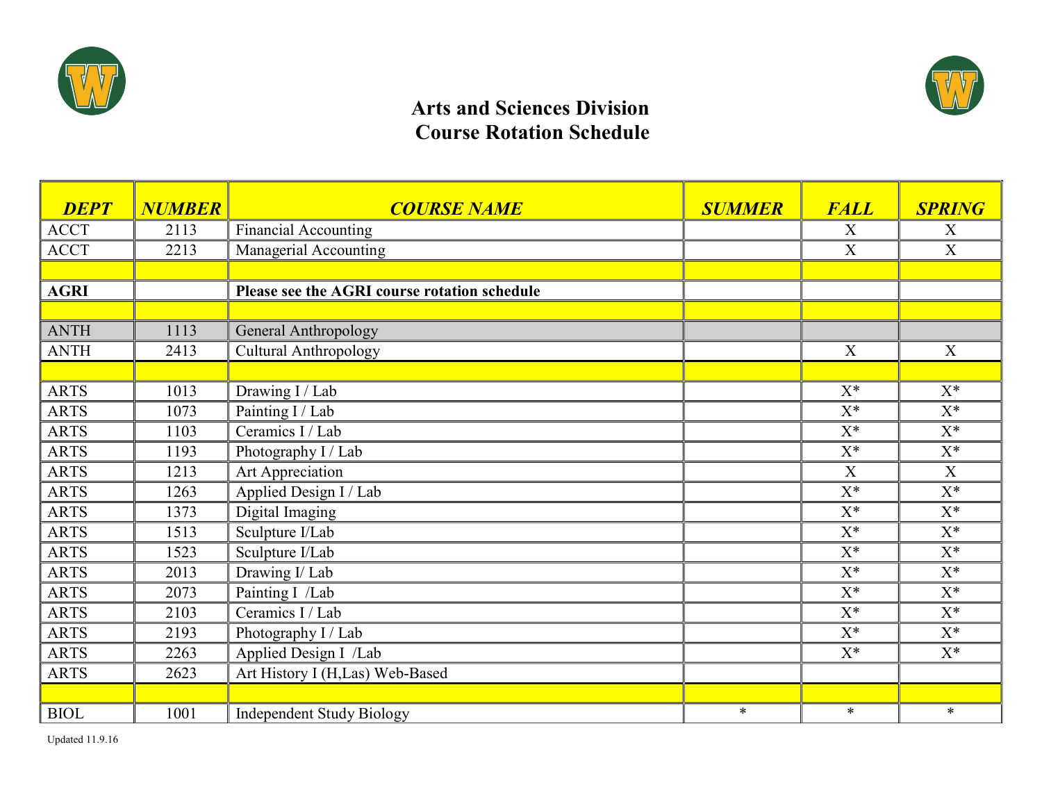# Arts and Sciences Division
# Course Rotation Schedule

| DEPT | NUMBER | COURSE NAME | SUMMER | FALL | SPRING |
|---|---|---|---|---|---|
| ACCT | 2113 | Financial Accounting | | X | X |
| ACCT | 2213 | Managerial Accounting | | X | X |
| | | | | | |
| **AGRI** | | **Please see the AGRI course rotation schedule** | | | |
| | | | | | |
| ANTH | 1113 | General Anthropology | | | |
| ANTH | 2413 | Cultural Anthropology | | X | X |
| | | | | | |
| ARTS | 1013 | Drawing I / Lab | | X* | X* |
| ARTS | 1073 | Painting I / Lab | | X* | X* |
| ARTS | 1103 | Ceramics I / Lab | | X* | X* |
| ARTS | 1193 | Photography I / Lab | | X* | X* |
| ARTS | 1213 | Art Appreciation | | X | X |
| ARTS | 1263 | Applied Design I / Lab | | X* | X* |
| ARTS | 1373 | Digital Imaging | | X* | X* |
| ARTS | 1513 | Sculpture I/Lab | | X* | X* |
| ARTS | 1523 | Sculpture I/Lab | | X* | X* |
| ARTS | 2013 | Drawing I/ Lab | | X* | X* |
| ARTS | 2073 | Painting I /Lab | | X* | X* |
| ARTS | 2103 | Ceramics I / Lab | | X* | X* |
| ARTS | 2193 | Photography I / Lab | | X* | X* |
| ARTS | 2263 | Applied Design I /Lab | | X* | X* |
| ARTS | 2623 | Art History I (H,Las) Web-Based | | | |
| | | | | | |
| BIOL | 1001 | Independent Study Biology | * | * | * |

Updated 11.9.16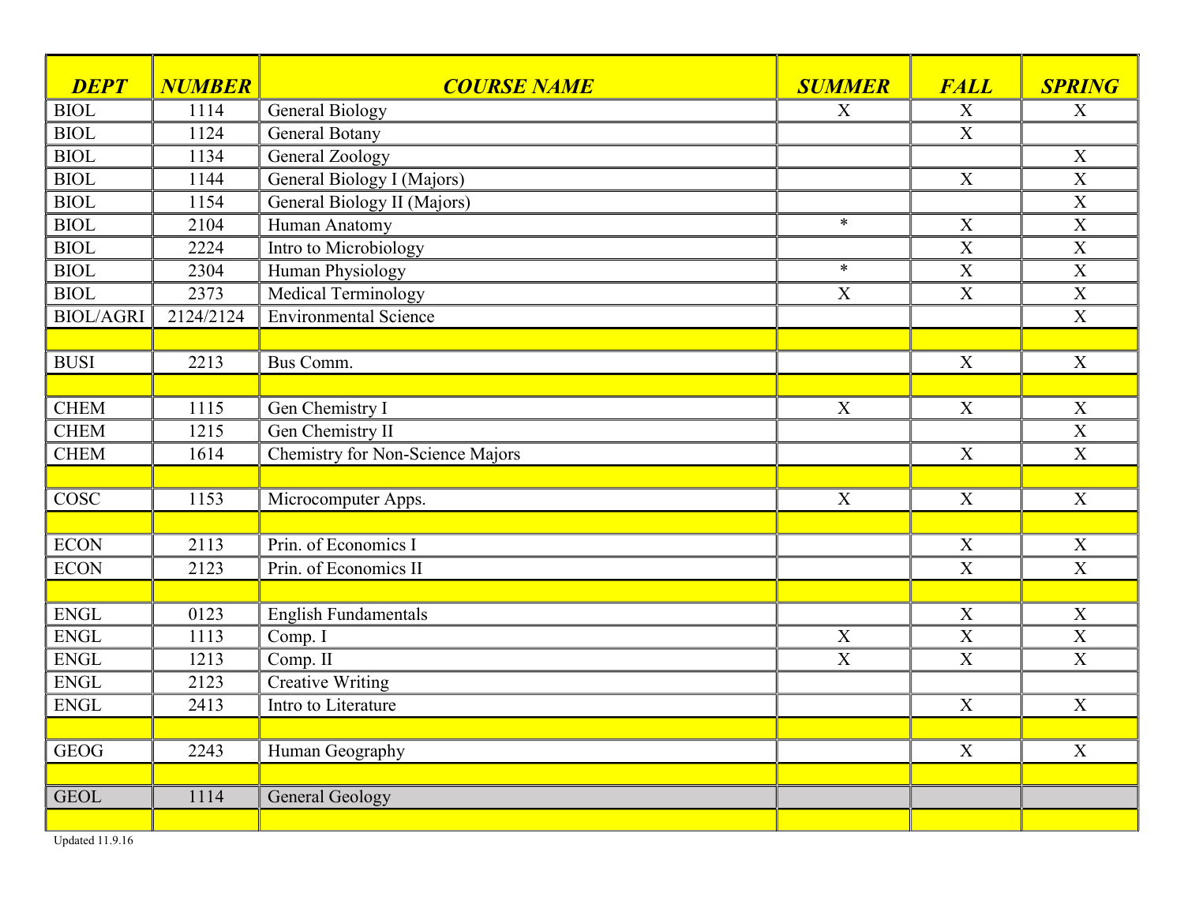| *DEPT* | *NUMBER* | *COURSE NAME* | *SUMMER* | *FALL* | *SPRING* |
|---|---|---|---|---|---|
| BIOL | 1114 | General Biology | X | X | X |
| BIOL | 1124 | General Botany | | X | |
| BIOL | 1134 | General Zoology | | | X |
| BIOL | 1144 | General Biology I (Majors) | | X | X |
| BIOL | 1154 | General Biology II (Majors) | | | X |
| BIOL | 2104 | Human Anatomy | * | X | X |
| BIOL | 2224 | Intro to Microbiology | | X | X |
| BIOL | 2304 | Human Physiology | * | X | X |
| BIOL | 2373 | Medical Terminology | X | X | X |
| BIOL/AGRI | 2124/2124 | Environmental Science | | | X |
| | | | | | |
| BUSI | 2213 | Bus Comm. | | X | X |
| | | | | | |
| CHEM | 1115 | Gen Chemistry I | X | X | X |
| CHEM | 1215 | Gen Chemistry II | | | X |
| CHEM | 1614 | Chemistry for Non-Science Majors | | X | X |
| | | | | | |
| COSC | 1153 | Microcomputer Apps. | X | X | X |
| | | | | | |
| ECON | 2113 | Prin. of Economics I | | X | X |
| ECON | 2123 | Prin. of Economics II | | X | X |
| | | | | | |
| ENGL | 0123 | English Fundamentals | | X | X |
| ENGL | 1113 | Comp. I | X | X | X |
| ENGL | 1213 | Comp. II | X | X | X |
| ENGL | 2123 | Creative Writing | | | |
| ENGL | 2413 | Intro to Literature | | X | X |
| | | | | | |
| GEOG | 2243 | Human Geography | | X | X |
| | | | | | |
| GEOL | 1114 | General Geology | | | |
| | | | | | |

Updated 11.9.16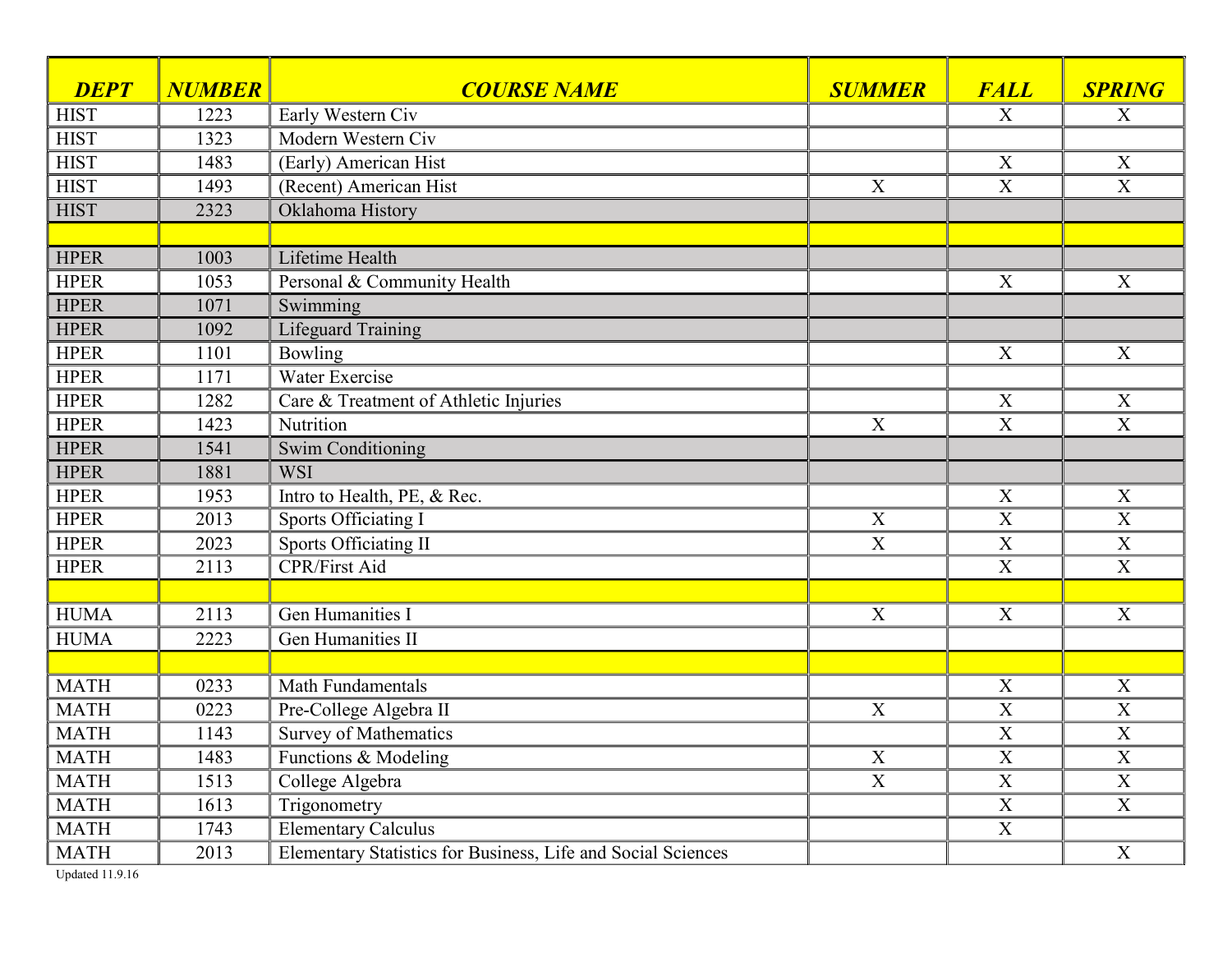| DEPT | NUMBER | COURSE NAME | SUMMER | FALL | SPRING |
|---|---|---|---|---|---|
| HIST | 1223 | Early Western Civ | | X | X |
| HIST | 1323 | Modern Western Civ | | | |
| HIST | 1483 | (Early) American Hist | | X | X |
| HIST | 1493 | (Recent) American Hist | X | X | X |
| HIST | 2323 | Oklahoma History | | | |
| | | | | | |
| HPER | 1003 | Lifetime Health | | | |
| HPER | 1053 | Personal & Community Health | | X | X |
| HPER | 1071 | Swimming | | | |
| HPER | 1092 | Lifeguard Training | | | |
| HPER | 1101 | Bowling | | X | X |
| HPER | 1171 | Water Exercise | | | |
| HPER | 1282 | Care & Treatment of Athletic Injuries | | X | X |
| HPER | 1423 | Nutrition | X | X | X |
| HPER | 1541 | Swim Conditioning | | | |
| HPER | 1881 | WSI | | | |
| HPER | 1953 | Intro to Health, PE, & Rec. | | X | X |
| HPER | 2013 | Sports Officiating I | X | X | X |
| HPER | 2023 | Sports Officiating II | X | X | X |
| HPER | 2113 | CPR/First Aid | | X | X |
| | | | | | |
| HUMA | 2113 | Gen Humanities I | X | X | X |
| HUMA | 2223 | Gen Humanities II | | | |
| | | | | | |
| MATH | 0233 | Math Fundamentals | | X | X |
| MATH | 0223 | Pre-College Algebra II | X | X | X |
| MATH | 1143 | Survey of Mathematics | | X | X |
| MATH | 1483 | Functions & Modeling | X | X | X |
| MATH | 1513 | College Algebra | X | X | X |
| MATH | 1613 | Trigonometry | | X | X |
| MATH | 1743 | Elementary Calculus | | X | |
| MATH | 2013 | Elementary Statistics for Business, Life and Social Sciences | | | X |

Updated 11.9.16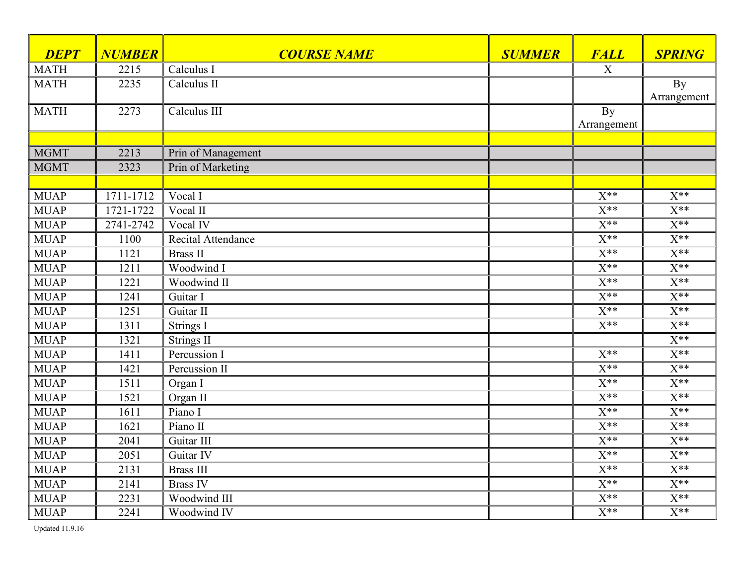| DEPT | NUMBER | COURSE NAME | SUMMER | FALL | SPRING |
|---|---|---|---|---|---|
| MATH | 2215 | Calculus I | | X | |
| MATH | 2235 | Calculus II | | | By Arrangement |
| MATH | 2273 | Calculus III | | By Arrangement | |
| | | | | | |
| MGMT | 2213 | Prin of Management | | | |
| MGMT | 2323 | Prin of Marketing | | | |
| | | | | | |
| MUAP | 1711-1712 | Vocal I | | X** | X** |
| MUAP | 1721-1722 | Vocal II | | X** | X** |
| MUAP | 2741-2742 | Vocal IV | | X** | X** |
| MUAP | 1100 | Recital Attendance | | X** | X** |
| MUAP | 1121 | Brass II | | X** | X** |
| MUAP | 1211 | Woodwind I | | X** | X** |
| MUAP | 1221 | Woodwind II | | X** | X** |
| MUAP | 1241 | Guitar I | | X** | X** |
| MUAP | 1251 | Guitar II | | X** | X** |
| MUAP | 1311 | Strings I | | X** | X** |
| MUAP | 1321 | Strings II | | | X** |
| MUAP | 1411 | Percussion I | | X** | X** |
| MUAP | 1421 | Percussion II | | X** | X** |
| MUAP | 1511 | Organ I | | X** | X** |
| MUAP | 1521 | Organ II | | X** | X** |
| MUAP | 1611 | Piano I | | X** | X** |
| MUAP | 1621 | Piano II | | X** | X** |
| MUAP | 2041 | Guitar III | | X** | X** |
| MUAP | 2051 | Guitar IV | | X** | X** |
| MUAP | 2131 | Brass III | | X** | X** |
| MUAP | 2141 | Brass IV | | X** | X** |
| MUAP | 2231 | Woodwind III | | X** | X** |
| MUAP | 2241 | Woodwind IV | | X** | X** |

Updated 11.9.16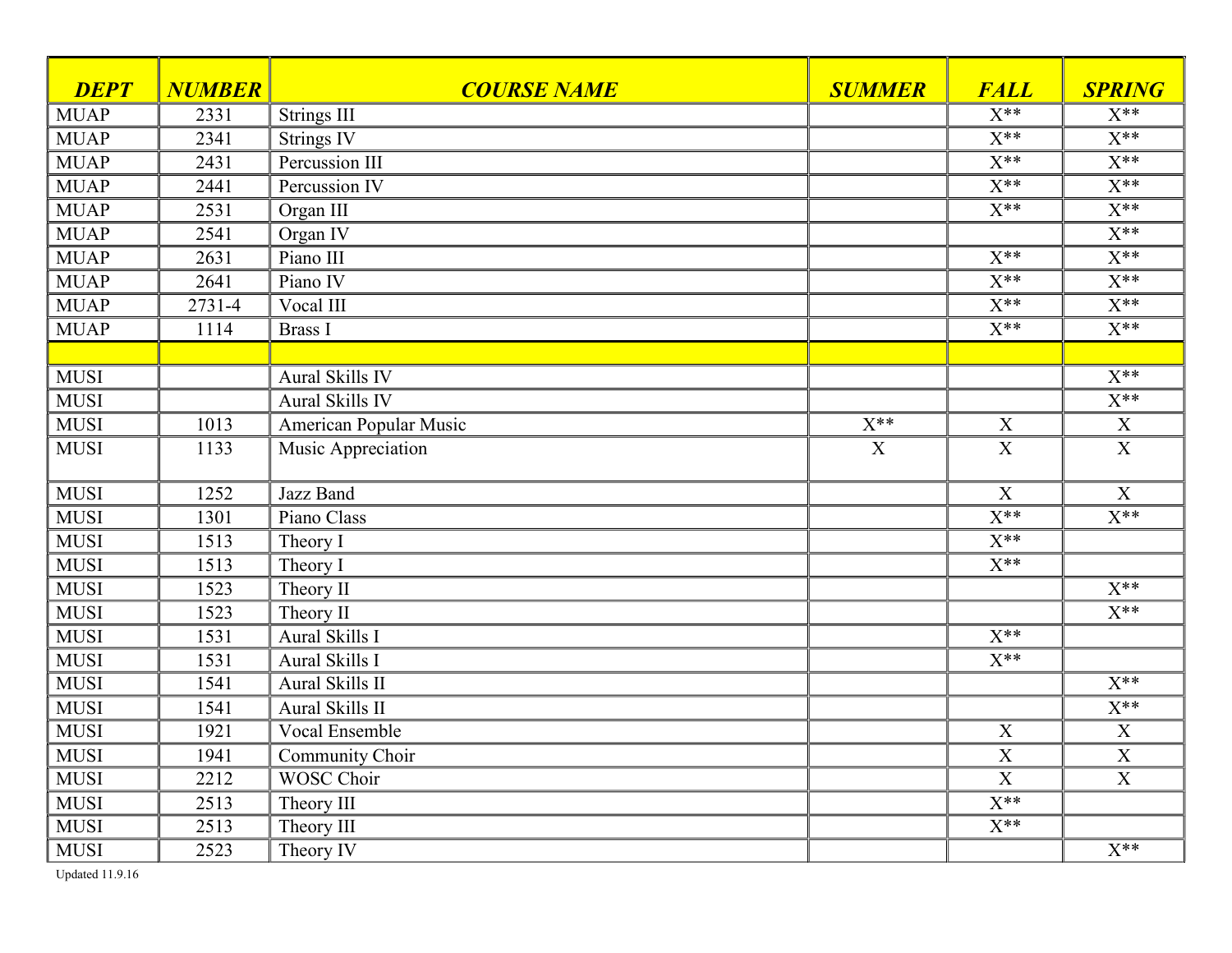| *DEPT* | *NUMBER* | *COURSE NAME* | *SUMMER* | *FALL* | *SPRING* |
|---|---|---|---|---|---|
| MUAP | 2331 | Strings III | | X** | X** |
| MUAP | 2341 | Strings IV | | X** | X** |
| MUAP | 2431 | Percussion III | | X** | X** |
| MUAP | 2441 | Percussion IV | | X** | X** |
| MUAP | 2531 | Organ III | | X** | X** |
| MUAP | 2541 | Organ IV | | | X** |
| MUAP | 2631 | Piano III | | X** | X** |
| MUAP | 2641 | Piano IV | | X** | X** |
| MUAP | 2731-4 | Vocal III | | X** | X** |
| MUAP | 1114 | Brass I | | X** | X** |
| | | | | | |
| MUSI | | Aural Skills IV | | | X** |
| MUSI | | Aural Skills IV | | | X** |
| MUSI | 1013 | American Popular Music | X** | X | X |
| MUSI | 1133 | Music Appreciation | X | X | X |
| MUSI | 1252 | Jazz Band | | X | X |
| MUSI | 1301 | Piano Class | | X** | X** |
| MUSI | 1513 | Theory I | | X** | |
| MUSI | 1513 | Theory I | | X** | |
| MUSI | 1523 | Theory II | | | X** |
| MUSI | 1523 | Theory II | | | X** |
| MUSI | 1531 | Aural Skills I | | X** | |
| MUSI | 1531 | Aural Skills I | | X** | |
| MUSI | 1541 | Aural Skills II | | | X** |
| MUSI | 1541 | Aural Skills II | | | X** |
| MUSI | 1921 | Vocal Ensemble | | X | X |
| MUSI | 1941 | Community Choir | | X | X |
| MUSI | 2212 | WOSC Choir | | X | X |
| MUSI | 2513 | Theory III | | X** | |
| MUSI | 2513 | Theory III | | X** | |
| MUSI | 2523 | Theory IV | | | X** |

Updated 11.9.16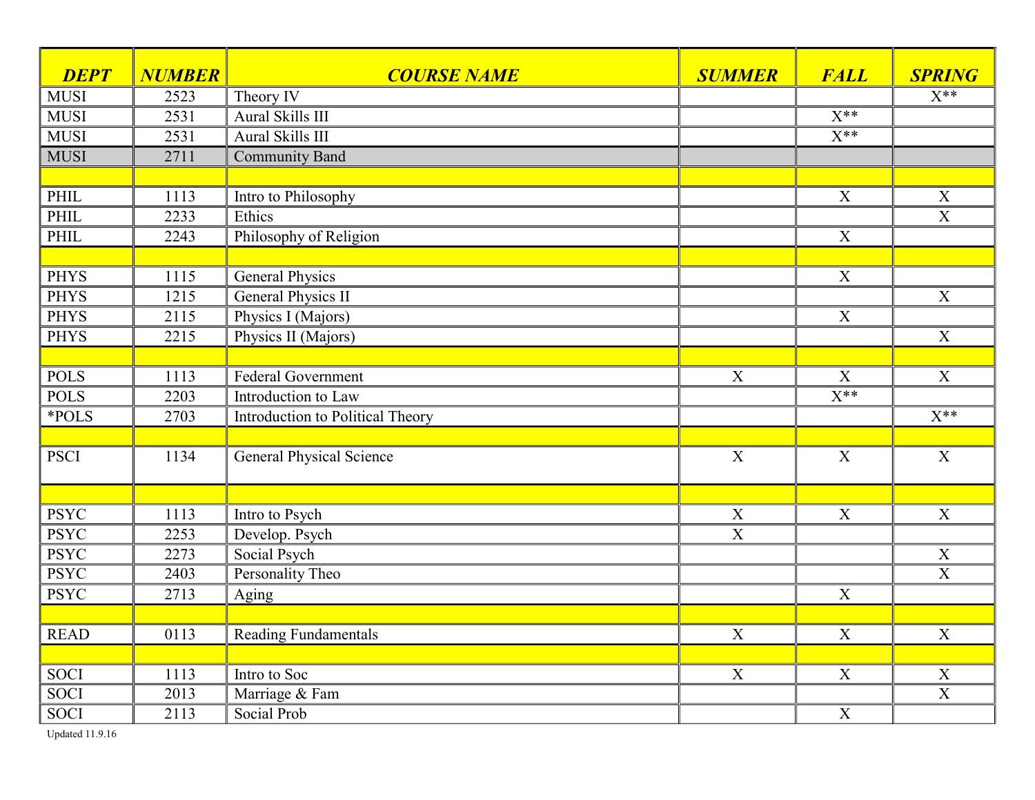| DEPT | NUMBER | COURSE NAME | SUMMER | FALL | SPRING |
|---|---|---|---|---|---|
| MUSI | 2523 | Theory IV | | | X** |
| MUSI | 2531 | Aural Skills III | | X** | |
| MUSI | 2531 | Aural Skills III | | X** | |
| MUSI | 2711 | Community Band | | | |
| | | | | | |
| PHIL | 1113 | Intro to Philosophy | | X | X |
| PHIL | 2233 | Ethics | | | X |
| PHIL | 2243 | Philosophy of Religion | | X | |
| | | | | | |
| PHYS | 1115 | General Physics | | X | |
| PHYS | 1215 | General Physics II | | | X |
| PHYS | 2115 | Physics I (Majors) | | X | |
| PHYS | 2215 | Physics II (Majors) | | | X |
| | | | | | |
| POLS | 1113 | Federal Government | X | X | X |
| POLS | 2203 | Introduction to Law | | X** | |
| *POLS | 2703 | Introduction to Political Theory | | | X** |
| | | | | | |
| PSCI | 1134 | General Physical Science | X | X | X |
| | | | | | |
| PSYC | 1113 | Intro to Psych | X | X | X |
| PSYC | 2253 | Develop. Psych | X | | |
| PSYC | 2273 | Social Psych | | | X |
| PSYC | 2403 | Personality Theo | | | X |
| PSYC | 2713 | Aging | | X | |
| | | | | | |
| READ | 0113 | Reading Fundamentals | X | X | X |
| | | | | | |
| SOCI | 1113 | Intro to Soc | X | X | X |
| SOCI | 2013 | Marriage & Fam | | | X |
| SOCI | 2113 | Social Prob | | X | |

Updated 11.9.16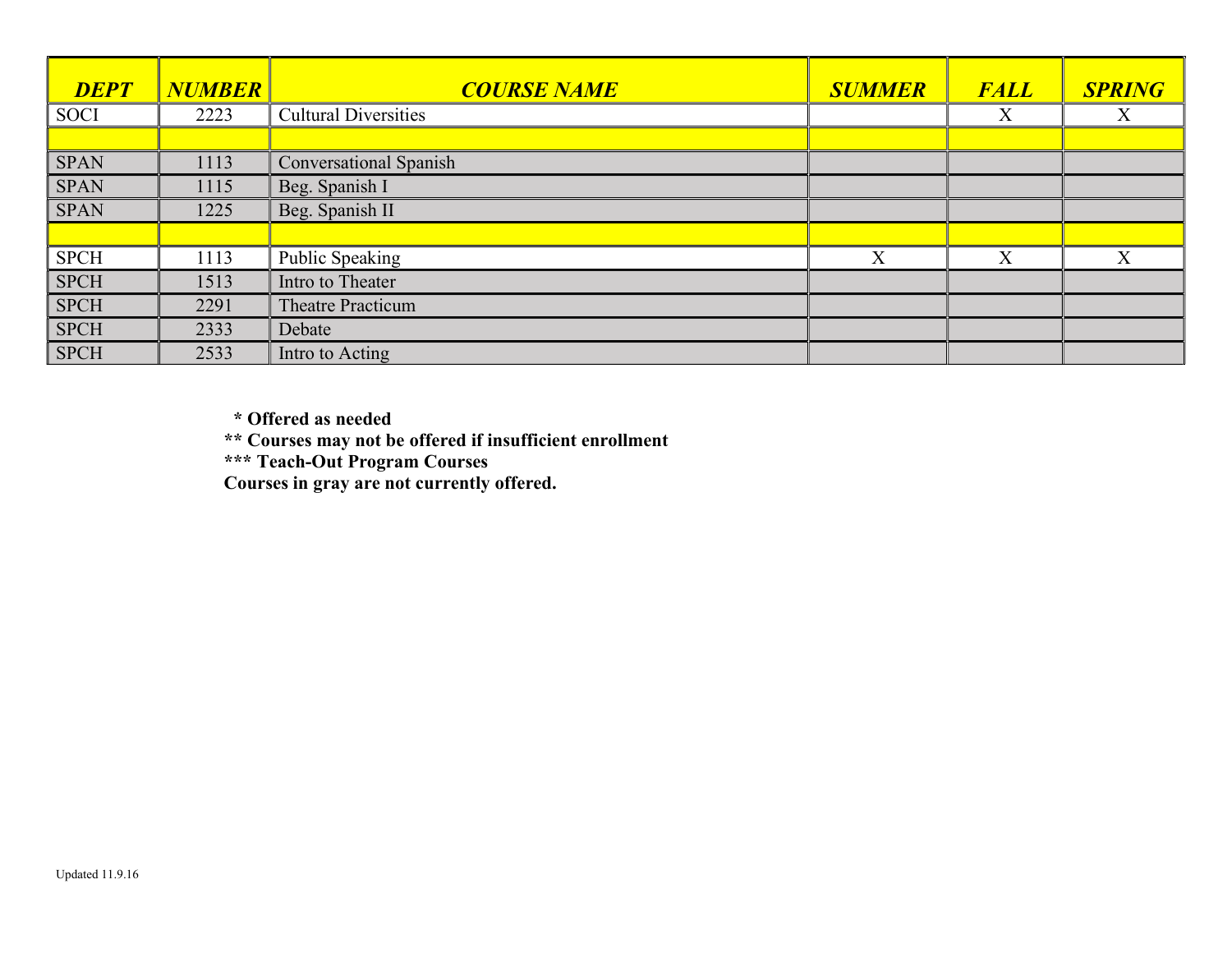| DEPT | NUMBER | COURSE NAME | SUMMER | FALL | SPRING |
|---|---|---|---|---|---|
| SOCI | 2223 | Cultural Diversities | | X | X |
| | | | | | |
| SPAN | 1113 | Conversational Spanish | | | |
| SPAN | 1115 | Beg. Spanish I | | | |
| SPAN | 1225 | Beg. Spanish II | | | |
| | | | | | |
| SPCH | 1113 | Public Speaking | X | X | X |
| SPCH | 1513 | Intro to Theater | | | |
| SPCH | 2291 | Theatre Practicum | | | |
| SPCH | 2333 | Debate | | | |
| SPCH | 2533 | Intro to Acting | | | |

**\* Offered as needed**
**\*\* Courses may not be offered if insufficient enrollment**
**\*\*\* Teach-Out Program Courses**
**Courses in gray are not currently offered.**

Updated 11.9.16